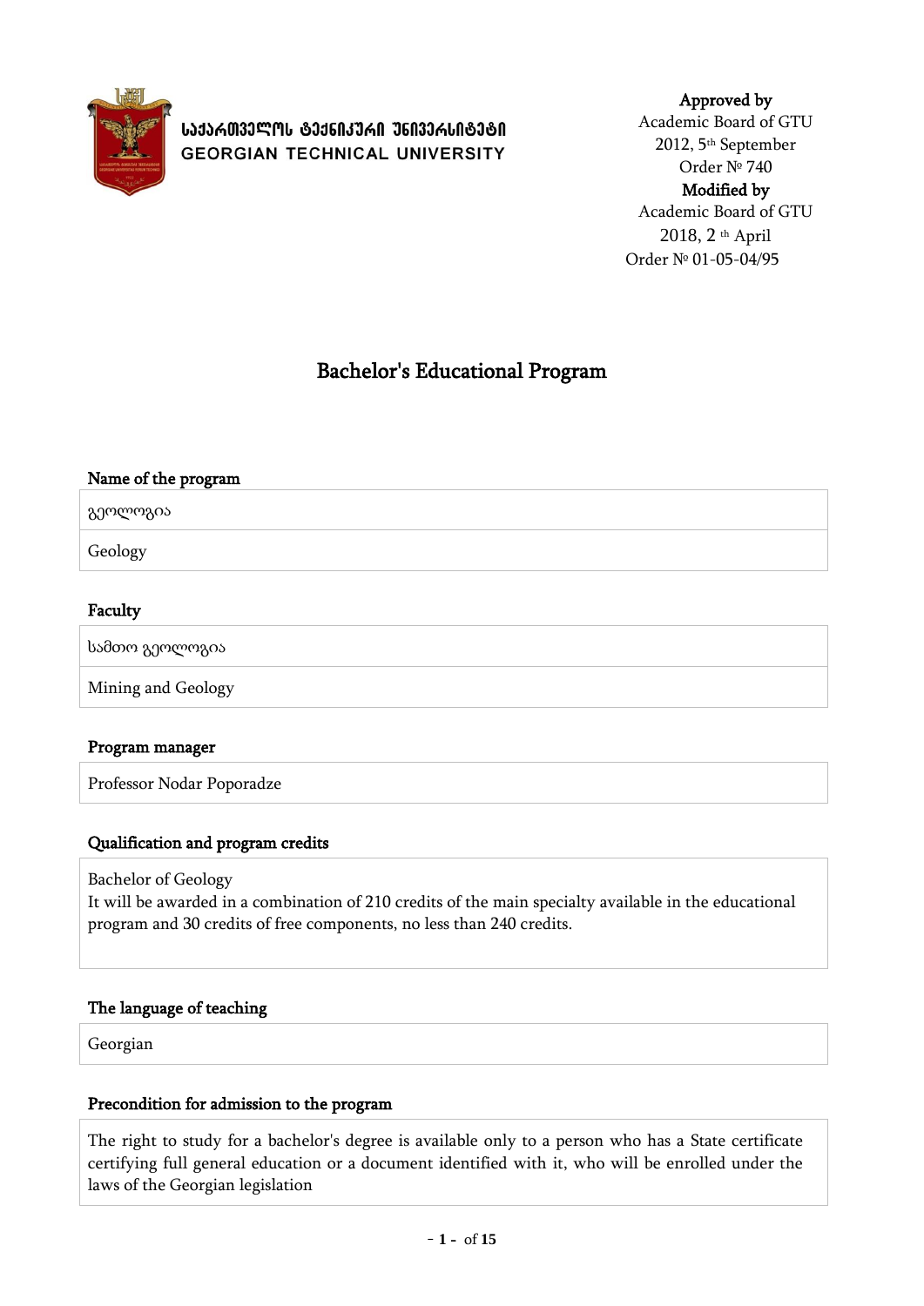**საქართველოს ტექნიკური უნივერსიტეტი**
**GEORGIAN TECHNICAL UNIVERSITY**

**Approved by**
Academic Board of GTU
2012, 5th September
Order № 740
**Modified by**
Academic Board of GTU
2018, 2 th April
Order № 01-05-04/95

# Bachelor's Educational Program

## Name of the program

| გეოლოგია |
| --- |
| Geology |

## Faculty

| სამთო გეოლოგია |
| --- |
| Mining and Geology |

## Program manager

Professor Nodar Poporadze

## Qualification and program credits

Bachelor of Geology
It will be awarded in a combination of 210 credits of the main specialty available in the educational program and 30 credits of free components, no less than 240 credits.

## The language of teaching

Georgian

## Precondition for admission to the program

The right to study for a bachelor's degree is available only to a person who has a State certificate certifying full general education or a document identified with it, who will be enrolled under the laws of the Georgian legislation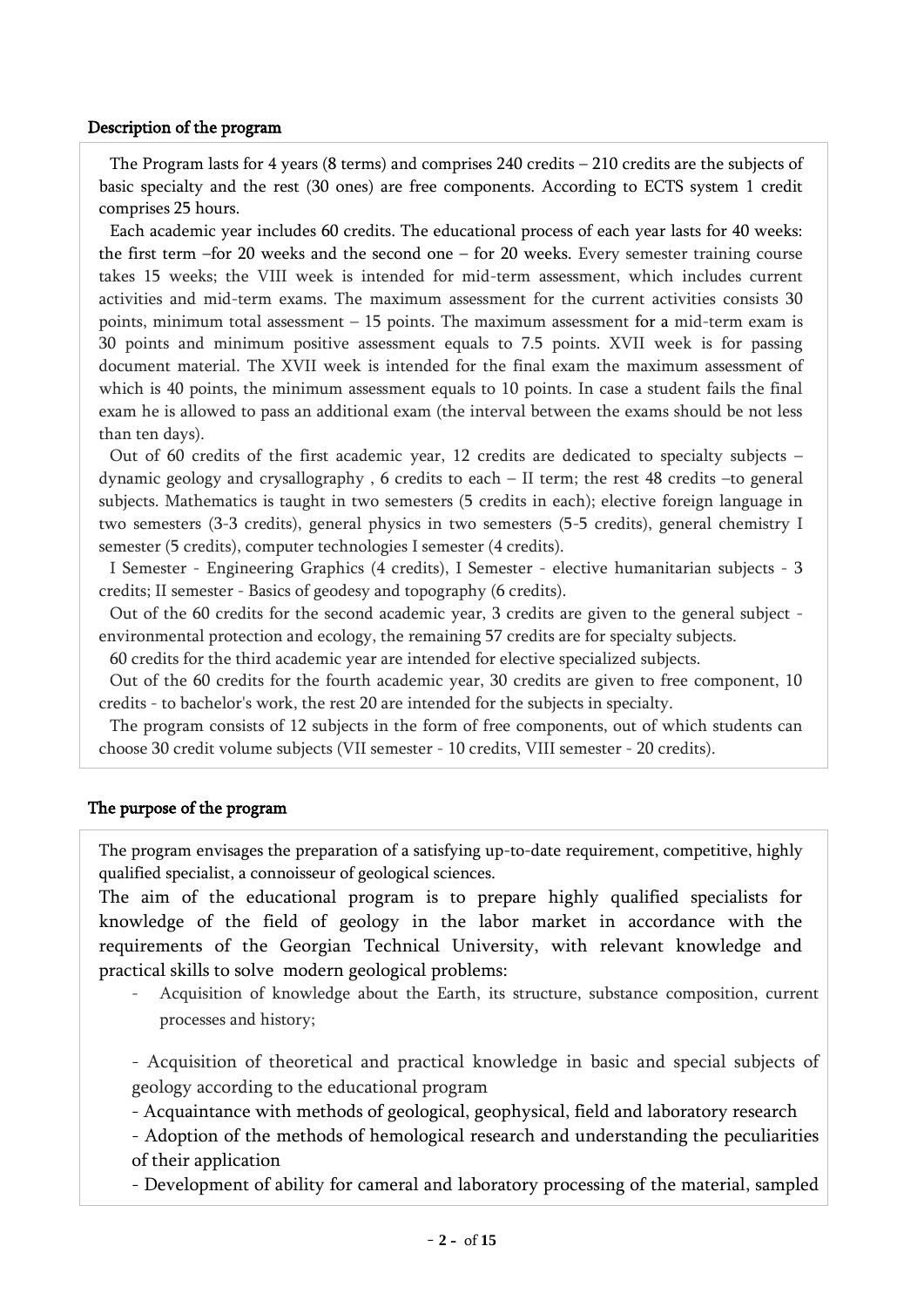### Description of the program

The Program lasts for 4 years (8 terms) and comprises 240 credits – 210 credits are the subjects of basic specialty and the rest (30 ones) are free components. According to ECTS system 1 credit comprises 25 hours.

Each academic year includes 60 credits. The educational process of each year lasts for 40 weeks: the first term –for 20 weeks and the second one – for 20 weeks. Every semester training course takes 15 weeks; the VIII week is intended for mid-term assessment, which includes current activities and mid-term exams. The maximum assessment for the current activities consists 30 points, minimum total assessment – 15 points. The maximum assessment for a mid-term exam is 30 points and minimum positive assessment equals to 7.5 points. XVII week is for passing document material. The XVII week is intended for the final exam the maximum assessment of which is 40 points, the minimum assessment equals to 10 points. In case a student fails the final exam he is allowed to pass an additional exam (the interval between the exams should be not less than ten days).

Out of 60 credits of the first academic year, 12 credits are dedicated to specialty subjects – dynamic geology and crysallography , 6 credits to each – II term; the rest 48 credits –to general subjects. Mathematics is taught in two semesters (5 credits in each); elective foreign language in two semesters (3-3 credits), general physics in two semesters (5-5 credits), general chemistry I semester (5 credits), computer technologies I semester (4 credits).

I Semester - Engineering Graphics (4 credits), I Semester - elective humanitarian subjects - 3 credits; II semester - Basics of geodesy and topography (6 credits).

Out of the 60 credits for the second academic year, 3 credits are given to the general subject - environmental protection and ecology, the remaining 57 credits are for specialty subjects.

60 credits for the third academic year are intended for elective specialized subjects.

Out of the 60 credits for the fourth academic year, 30 credits are given to free component, 10 credits - to bachelor's work, the rest 20 are intended for the subjects in specialty.

The program consists of 12 subjects in the form of free components, out of which students can choose 30 credit volume subjects (VII semester - 10 credits, VIII semester - 20 credits).

### The purpose of the program

The program envisages the preparation of a satisfying up-to-date requirement, competitive, highly qualified specialist, a connoisseur of geological sciences.

The aim of the educational program is to prepare highly qualified specialists for knowledge of the field of geology in the labor market in accordance with the requirements of the Georgian Technical University, with relevant knowledge and practical skills to solve modern geological problems:

- Acquisition of knowledge about the Earth, its structure, substance composition, current processes and history;

- Acquisition of theoretical and practical knowledge in basic and special subjects of geology according to the educational program
- Acquaintance with methods of geological, geophysical, field and laboratory research
- Adoption of the methods of hemological research and understanding the peculiarities of their application
- Development of ability for cameral and laboratory processing of the material, sampled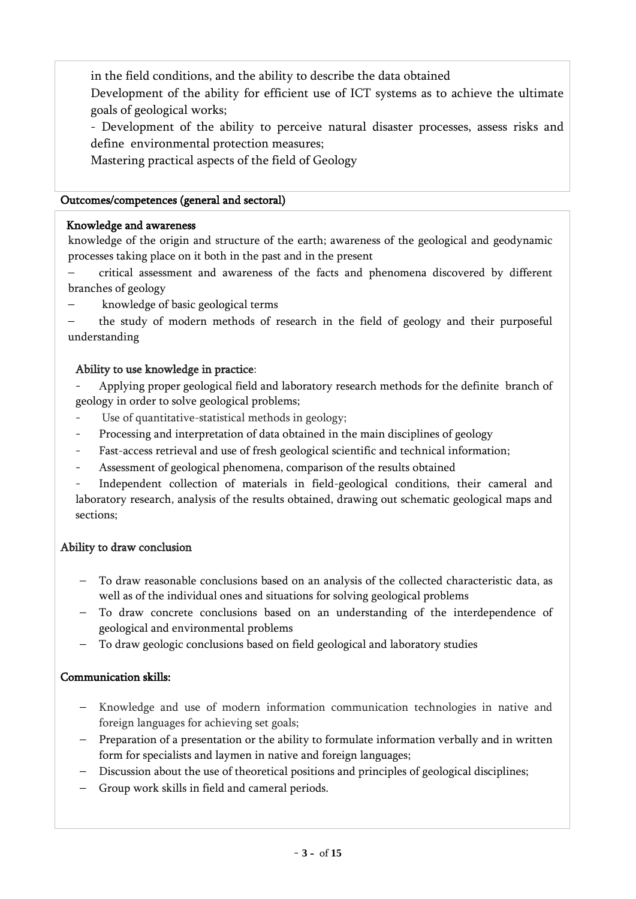in the field conditions, and the ability to describe the data obtained

Development of the ability for efficient use of ICT systems as to achieve the ultimate goals of geological works;

- Development of the ability to perceive natural disaster processes, assess risks and define environmental protection measures;

Mastering practical aspects of the field of Geology

**Outcomes/competences (general and sectoral)**

**Knowledge and awareness**

knowledge of the origin and structure of the earth; awareness of the geological and geodynamic processes taking place on it both in the past and in the present

- critical assessment and awareness of the facts and phenomena discovered by different branches of geology
- knowledge of basic geological terms
- the study of modern methods of research in the field of geology and their purposeful understanding

**Ability to use knowledge in practice**:

- Applying proper geological field and laboratory research methods for the definite branch of geology in order to solve geological problems;
- Use of quantitative-statistical methods in geology;
- Processing and interpretation of data obtained in the main disciplines of geology
- Fast-access retrieval and use of fresh geological scientific and technical information;
- Assessment of geological phenomena, comparison of the results obtained
- Independent collection of materials in field-geological conditions, their cameral and laboratory research, analysis of the results obtained, drawing out schematic geological maps and sections;

**Ability to draw conclusion**

- To draw reasonable conclusions based on an analysis of the collected characteristic data, as well as of the individual ones and situations for solving geological problems
- To draw concrete conclusions based on an understanding of the interdependence of geological and environmental problems
- To draw geologic conclusions based on field geological and laboratory studies

**Communication skills:**

- Knowledge and use of modern information communication technologies in native and foreign languages for achieving set goals;
- Preparation of a presentation or the ability to formulate information verbally and in written form for specialists and laymen in native and foreign languages;
- Discussion about the use of theoretical positions and principles of geological disciplines;
- Group work skills in field and cameral periods.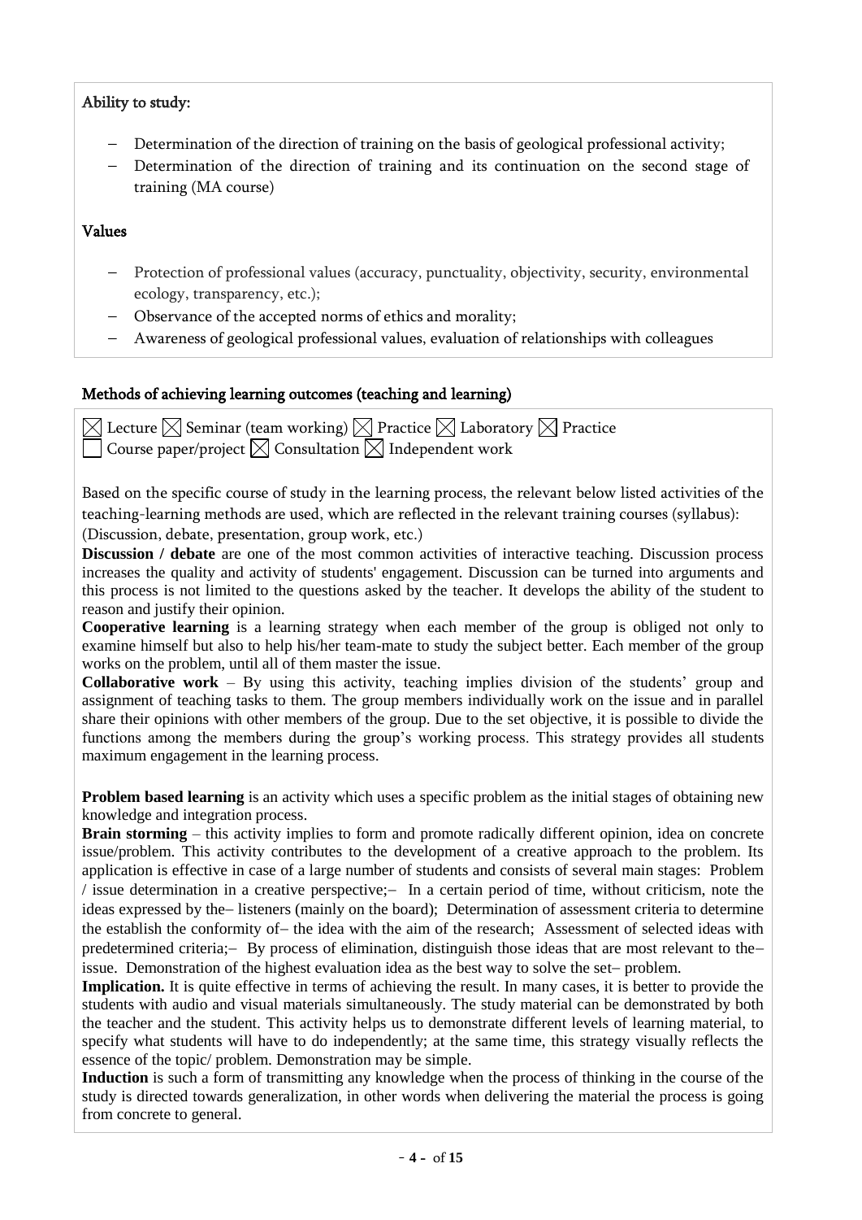**Ability to study:**

- Determination of the direction of training on the basis of geological professional activity;
- Determination of the direction of training and its continuation on the second stage of training (MA course)

**Values**

- Protection of professional values (accuracy, punctuality, objectivity, security, environmental ecology, transparency, etc.);
- Observance of the accepted norms of ethics and morality;
- Awareness of geological professional values, evaluation of relationships with colleagues

## Methods of achieving learning outcomes (teaching and learning)

☒ Lecture ☒ Seminar (team working) ☒ Practice ☒ Laboratory ☒ Practice
☐ Course paper/project ☒ Consultation ☒ Independent work

Based on the specific course of study in the learning process, the relevant below listed activities of the teaching-learning methods are used, which are reflected in the relevant training courses (syllabus): (Discussion, debate, presentation, group work, etc.)

**Discussion / debate** are one of the most common activities of interactive teaching. Discussion process increases the quality and activity of students' engagement. Discussion can be turned into arguments and this process is not limited to the questions asked by the teacher. It develops the ability of the student to reason and justify their opinion.

**Cooperative learning** is a learning strategy when each member of the group is obliged not only to examine himself but also to help his/her team-mate to study the subject better. Each member of the group works on the problem, until all of them master the issue.

**Collaborative work** – By using this activity, teaching implies division of the students' group and assignment of teaching tasks to them. The group members individually work on the issue and in parallel share their opinions with other members of the group. Due to the set objective, it is possible to divide the functions among the members during the group's working process. This strategy provides all students maximum engagement in the learning process.

**Problem based learning** is an activity which uses a specific problem as the initial stages of obtaining new knowledge and integration process.

**Brain storming** – this activity implies to form and promote radically different opinion, idea on concrete issue/problem. This activity contributes to the development of a creative approach to the problem. Its application is effective in case of a large number of students and consists of several main stages: Problem / issue determination in a creative perspective;– In a certain period of time, without criticism, note the ideas expressed by the– listeners (mainly on the board); Determination of assessment criteria to determine the establish the conformity of– the idea with the aim of the research; Assessment of selected ideas with predetermined criteria;– By process of elimination, distinguish those ideas that are most relevant to the– issue. Demonstration of the highest evaluation idea as the best way to solve the set– problem.

**Implication.** It is quite effective in terms of achieving the result. In many cases, it is better to provide the students with audio and visual materials simultaneously. The study material can be demonstrated by both the teacher and the student. This activity helps us to demonstrate different levels of learning material, to specify what students will have to do independently; at the same time, this strategy visually reflects the essence of the topic/ problem. Demonstration may be simple.

**Induction** is such a form of transmitting any knowledge when the process of thinking in the course of the study is directed towards generalization, in other words when delivering the material the process is going from concrete to general.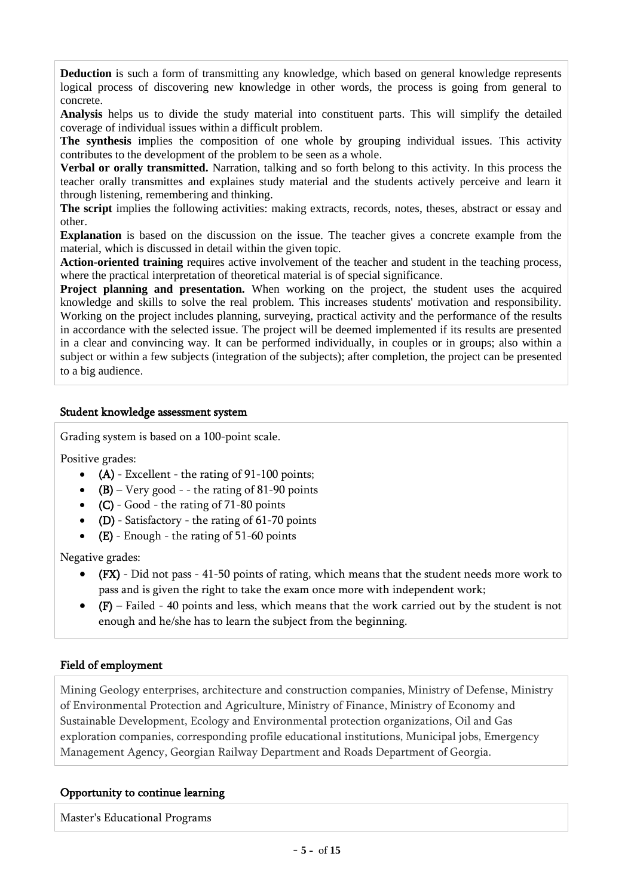**Deduction** is such a form of transmitting any knowledge, which based on general knowledge represents logical process of discovering new knowledge in other words, the process is going from general to concrete.

**Analysis** helps us to divide the study material into constituent parts. This will simplify the detailed coverage of individual issues within a difficult problem.

**The synthesis** implies the composition of one whole by grouping individual issues. This activity contributes to the development of the problem to be seen as a whole.

**Verbal or orally transmitted.** Narration, talking and so forth belong to this activity. In this process the teacher orally transmittes and explaines study material and the students actively perceive and learn it through listening, remembering and thinking.

**The script** implies the following activities: making extracts, records, notes, theses, abstract or essay and other.

**Explanation** is based on the discussion on the issue. The teacher gives a concrete example from the material, which is discussed in detail within the given topic.

**Action-oriented training** requires active involvement of the teacher and student in the teaching process, where the practical interpretation of theoretical material is of special significance.

**Project planning and presentation.** When working on the project, the student uses the acquired knowledge and skills to solve the real problem. This increases students' motivation and responsibility. Working on the project includes planning, surveying, practical activity and the performance of the results in accordance with the selected issue. The project will be deemed implemented if its results are presented in a clear and convincing way. It can be performed individually, in couples or in groups; also within a subject or within a few subjects (integration of the subjects); after completion, the project can be presented to a big audience.

## Student knowledge assessment system

Grading system is based on a 100-point scale.

Positive grades:

- **(A)** - Excellent - the rating of 91-100 points;
- **(B)** – Very good - - the rating of 81-90 points
- **(C)** - Good - the rating of 71-80 points
- **(D)** - Satisfactory - the rating of 61-70 points
- **(E)** - Enough - the rating of 51-60 points

Negative grades:

- **(FX)** - Did not pass - 41-50 points of rating, which means that the student needs more work to pass and is given the right to take the exam once more with independent work;
- **(F)** – Failed - 40 points and less, which means that the work carried out by the student is not enough and he/she has to learn the subject from the beginning.

## Field of employment

Mining Geology enterprises, architecture and construction companies, Ministry of Defense, Ministry of Environmental Protection and Agriculture, Ministry of Finance, Ministry of Economy and Sustainable Development, Ecology and Environmental protection organizations, Oil and Gas exploration companies, corresponding profile educational institutions, Municipal jobs, Emergency Management Agency, Georgian Railway Department and Roads Department of Georgia.

## Opportunity to continue learning

Master's Educational Programs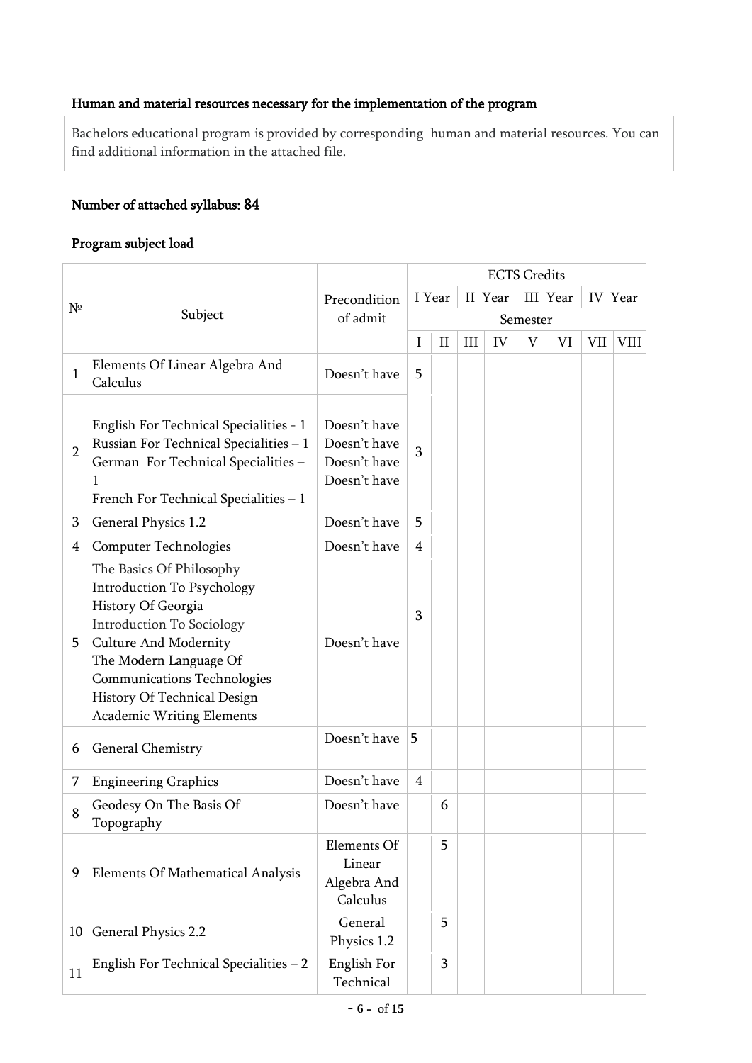### Human and material resources necessary for the implementation of the program

Bachelors educational program is provided by corresponding human and material resources. You can find additional information in the attached file.

### Number of attached syllabus: 84

### Program subject load

| № | Subject | Precondition of admit | ECTS Credits | | | | | | | |
|---|---|---|---|---|---|---|---|---|---|---|
| | | | I Year | | II Year | | III Year | | IV Year | |
| | | | Semester | | | | | | | |
| | | | I | II | III | IV | V | VI | VII | VIII |
| 1 | Elements Of Linear Algebra And Calculus | Doesn't have | 5 | | | | | | | |
| 2 | English For Technical Specialities - 1<br>Russian For Technical Specialities – 1<br>German For Technical Specialities – 1<br>French For Technical Specialities – 1 | Doesn't have<br>Doesn't have<br>Doesn't have<br>Doesn't have | 3 | | | | | | | |
| 3 | General Physics 1.2 | Doesn't have | 5 | | | | | | | |
| 4 | Computer Technologies | Doesn't have | 4 | | | | | | | |
| 5 | The Basics Of Philosophy<br>Introduction To Psychology<br>History Of Georgia<br>Introduction To Sociology<br>Culture And Modernity<br>The Modern Language Of Communications Technologies<br>History Of Technical Design<br>Academic Writing Elements | Doesn't have | 3 | | | | | | | |
| 6 | General Chemistry | Doesn't have | 5 | | | | | | | |
| 7 | Engineering Graphics | Doesn't have | 4 | | | | | | | |
| 8 | Geodesy On The Basis Of Topography | Doesn't have | | 6 | | | | | | |
| 9 | Elements Of Mathematical Analysis | Elements Of Linear Algebra And Calculus | | 5 | | | | | | |
| 10 | General Physics 2.2 | General Physics 1.2 | | 5 | | | | | | |
| 11 | English For Technical Specialities – 2 | English For Technical | | 3 | | | | | | |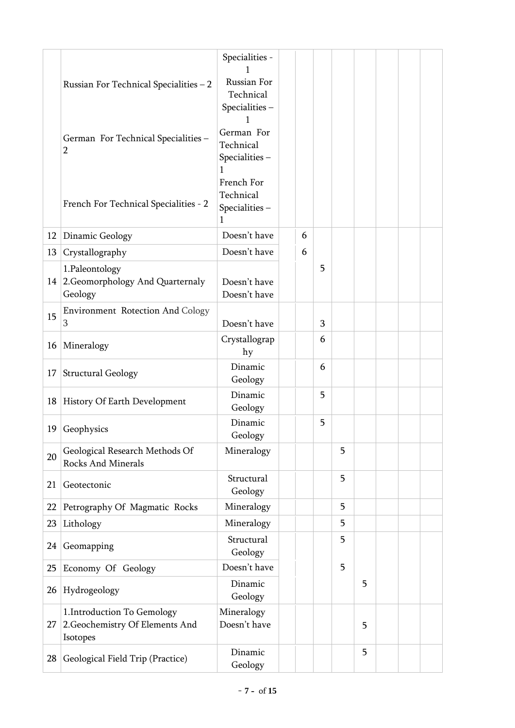|  |  |  |  |  |  |  |  |  |  |  |
|---|---|---|---|---|---|---|---|---|---|---|
|  | Russian For Technical Specialities – 2<br><br>German For Technical Specialities – 2<br><br>French For Technical Specialities - 2 | Specialities - 1<br>Russian For Technical Specialities – 1<br>German For Technical Specialities – 1<br>French For Technical Specialities – 1 |  |  |  |  |  |  |  |  |
| 12 | Dinamic Geology | Doesn't have |  | 6 |  |  |  |  |  |  |
| 13 | Crystallography | Doesn't have |  | 6 |  |  |  |  |  |  |
| 14 | 1.Paleontology<br>2.Geomorphology And Quarternaly Geology | Doesn't have<br>Doesn't have |  |  | 5 |  |  |  |  |  |
| 15 | Environment Rotection And Cology 3 | Doesn't have |  |  | 3 |  |  |  |  |  |
| 16 | Mineralogy | Crystallography |  |  | 6 |  |  |  |  |  |
| 17 | Structural Geology | Dinamic Geology |  |  | 6 |  |  |  |  |  |
| 18 | History Of Earth Development | Dinamic Geology |  |  | 5 |  |  |  |  |  |
| 19 | Geophysics | Dinamic Geology |  |  | 5 |  |  |  |  |  |
| 20 | Geological Research Methods Of Rocks And Minerals | Mineralogy |  |  |  | 5 |  |  |  |  |
| 21 | Geotectonic | Structural Geology |  |  |  | 5 |  |  |  |  |
| 22 | Petrography Of Magmatic Rocks | Mineralogy |  |  |  | 5 |  |  |  |  |
| 23 | Lithology | Mineralogy |  |  |  | 5 |  |  |  |  |
| 24 | Geomapping | Structural Geology |  |  |  | 5 |  |  |  |  |
| 25 | Economy Of Geology | Doesn't have |  |  |  | 5 |  |  |  |  |
| 26 | Hydrogeology | Dinamic Geology |  |  |  |  | 5 |  |  |  |
| 27 | 1.Introduction To Gemology<br>2.Geochemistry Of Elements And Isotopes | Mineralogy<br>Doesn't have |  |  |  |  | 5 |  |  |  |
| 28 | Geological Field Trip (Practice) | Dinamic Geology |  |  |  |  | 5 |  |  |  |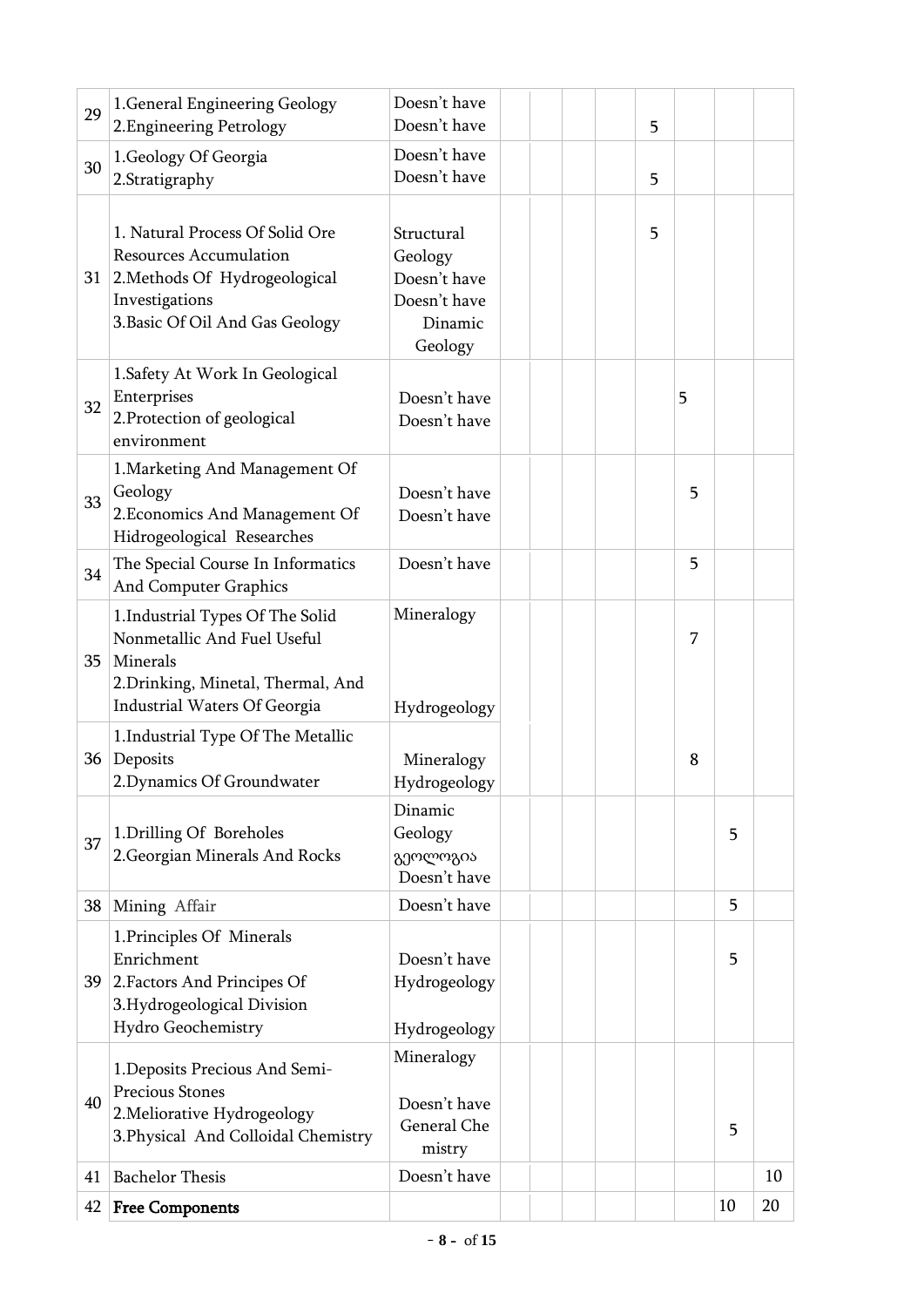| | | | | | | | | | | |
|---|---|---|---|---|---|---|---|---|---|---|
| 29 | 1.General Engineering Geology<br>2.Engineering Petrology | Doesn't have<br>Doesn't have | | | | | 5 | | | |
| 30 | 1.Geology Of Georgia<br>2.Stratigraphy | Doesn't have<br>Doesn't have | | | | | 5 | | | |
| 31 | 1. Natural Process Of Solid Ore Resources Accumulation<br>2.Methods Of Hydrogeological Investigations<br>3.Basic Of Oil And Gas Geology | Structural Geology<br>Doesn't have<br>Doesn't have<br>Dinamic Geology | | | | | 5 | | | |
| 32 | 1.Safety At Work In Geological Enterprises<br>2.Protection of geological environment | Doesn't have<br>Doesn't have | | | | | | 5 | | |
| 33 | 1.Marketing And Management Of Geology<br>2.Economics And Management Of Hidrogeological Researches | Doesn't have<br>Doesn't have | | | | | | 5 | | |
| 34 | The Special Course In Informatics And Computer Graphics | Doesn't have | | | | | | 5 | | |
| 35 | 1.Industrial Types Of The Solid Nonmetallic And Fuel Useful Minerals<br>2.Drinking, Minetal, Thermal, And Industrial Waters Of Georgia | Mineralogy<br>Hydrogeology | | | | | | 7 | | |
| 36 | 1.Industrial Type Of The Metallic Deposits<br>2.Dynamics Of Groundwater | Mineralogy<br>Hydrogeology | | | | | | 8 | | |
| 37 | 1.Drilling Of Boreholes<br>2.Georgian Minerals And Rocks | Dinamic Geology<br>გეოლოგია<br>Doesn't have | | | | | | | 5 | |
| 38 | Mining Affair | Doesn't have | | | | | | | 5 | |
| 39 | 1.Principles Of Minerals Enrichment<br>2.Factors And Principes Of<br>3.Hydrogeological Division Hydro Geochemistry | Doesn't have<br>Hydrogeology<br>Hydrogeology | | | | | | | 5 | |
| 40 | 1.Deposits Precious And Semi-Precious Stones<br>2.Meliorative Hydrogeology<br>3.Physical And Colloidal Chemistry | Mineralogy<br>Doesn't have<br>General Che mistry | | | | | | | 5 | |
| 41 | Bachelor Thesis | Doesn't have | | | | | | | | 10 |
| 42 | **Free Components** | | | | | | | | 10 | 20 |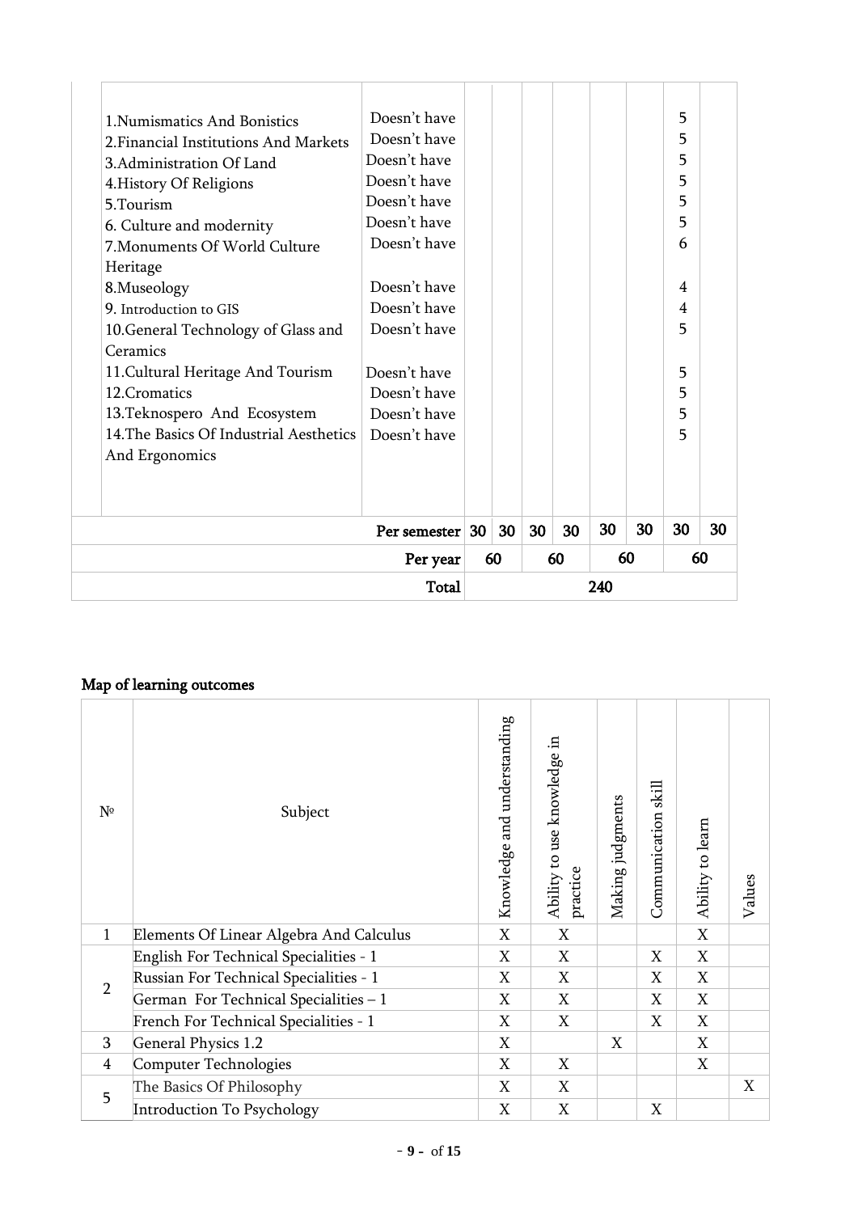| | | | | | | | | | |
|---|---|---|---|---|---|---|---|---|---|
| 1.Numismatics And Bonistics<br>2.Financial Institutions And Markets<br>3.Administration Of Land<br>4.History Of Religions<br>5.Tourism<br>6. Culture and modernity<br>7.Monuments Of World Culture Heritage<br>8.Museology<br>9. Introduction to GIS<br>10.General Technology of Glass and Ceramics<br>11.Cultural Heritage And Tourism<br>12.Cromatics<br>13.Teknospero And Ecosystem<br>14.The Basics Of Industrial Aesthetics And Ergonomics | Doesn't have<br>Doesn't have<br>Doesn't have<br>Doesn't have<br>Doesn't have<br>Doesn't have<br>Doesn't have<br>Doesn't have<br>Doesn't have<br>Doesn't have<br>Doesn't have<br>Doesn't have<br>Doesn't have<br>Doesn't have | | | | | | | 5<br>5<br>5<br>5<br>5<br>5<br>6<br>4<br>4<br>5<br>5<br>5<br>5<br>5 | |
| | **Per semester** | **30** | **30** | **30** | **30** | **30** | **30** | **30** | **30** |
| | **Per year** | **60** | | **60** | | **60** | | **60** | |
| | **Total** | **240** | | | | | | | |

## Map of learning outcomes

| № | Subject | Knowledge and understanding | Ability to use knowledge in practice | Making judgments | Communication skill | Ability to learn | Values |
|---|---|---|---|---|---|---|---|
| 1 | Elements Of Linear Algebra And Calculus | X | X | | | X | |
| 2 | English For Technical Specialities - 1 | X | X | | X | X | |
| | Russian For Technical Specialities - 1 | X | X | | X | X | |
| | German For Technical Specialities – 1 | X | X | | X | X | |
| | French For Technical Specialities - 1 | X | X | | X | X | |
| 3 | General Physics 1.2 | X | | X | | X | |
| 4 | Computer Technologies | X | X | | | X | |
| 5 | The Basics Of Philosophy | X | X | | | | X |
| | Introduction To Psychology | X | X | | X | | |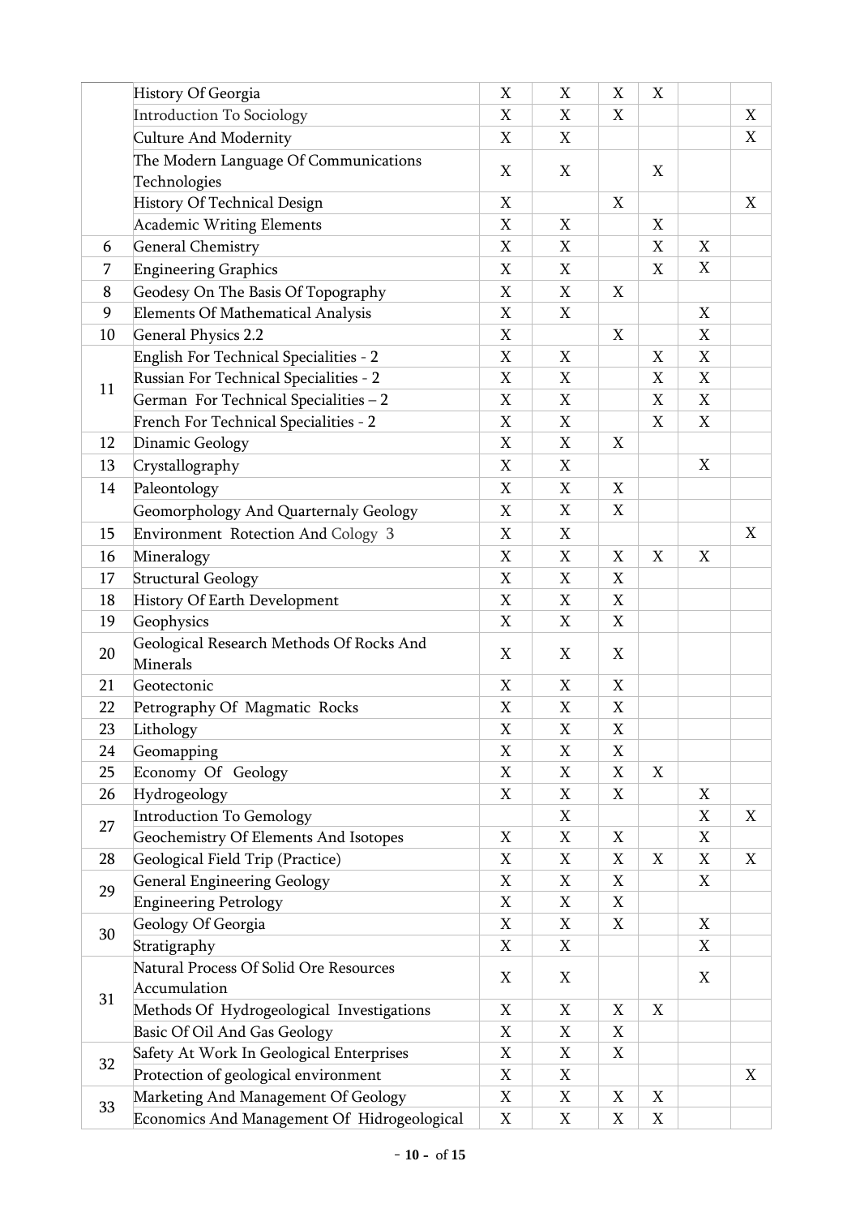| | | | | | | | |
|---|---|---|---|---|---|---|---|
| | History Of Georgia | X | X | X | X | | |
| | Introduction To Sociology | X | X | X | | | X |
| | Culture And Modernity | X | X | | | | X |
| | The Modern Language Of Communications Technologies | X | X | | X | | |
| | History Of Technical Design | X | | X | | | X |
| | Academic Writing Elements | X | X | | X | | |
| 6 | General Chemistry | X | X | | X | X | |
| 7 | Engineering Graphics | X | X | | X | X | |
| 8 | Geodesy On The Basis Of Topography | X | X | X | | | |
| 9 | Elements Of Mathematical Analysis | X | X | | | X | |
| 10 | General Physics 2.2 | X | | X | | X | |
| 11 | English For Technical Specialities - 2 | X | X | | X | X | |
| | Russian For Technical Specialities - 2 | X | X | | X | X | |
| | German For Technical Specialities – 2 | X | X | | X | X | |
| | French For Technical Specialities - 2 | X | X | | X | X | |
| 12 | Dinamic Geology | X | X | X | | | |
| 13 | Crystallography | X | X | | | X | |
| 14 | Paleontology | X | X | X | | | |
| | Geomorphology And Quarternaly Geology | X | X | X | | | |
| 15 | Environment Rotection And Cology 3 | X | X | | | | X |
| 16 | Mineralogy | X | X | X | X | X | |
| 17 | Structural Geology | X | X | X | | | |
| 18 | History Of Earth Development | X | X | X | | | |
| 19 | Geophysics | X | X | X | | | |
| 20 | Geological Research Methods Of Rocks And Minerals | X | X | X | | | |
| 21 | Geotectonic | X | X | X | | | |
| 22 | Petrography Of Magmatic Rocks | X | X | X | | | |
| 23 | Lithology | X | X | X | | | |
| 24 | Geomapping | X | X | X | | | |
| 25 | Economy Of Geology | X | X | X | X | | |
| 26 | Hydrogeology | X | X | X | | X | |
| 27 | Introduction To Gemology | | X | | | X | X |
| | Geochemistry Of Elements And Isotopes | X | X | X | | X | |
| 28 | Geological Field Trip (Practice) | X | X | X | X | X | X |
| 29 | General Engineering Geology | X | X | X | | X | |
| | Engineering Petrology | X | X | X | | | |
| 30 | Geology Of Georgia | X | X | X | | X | |
| | Stratigraphy | X | X | | | X | |
| 31 | Natural Process Of Solid Ore Resources Accumulation | X | X | | | X | |
| | Methods Of Hydrogeological Investigations | X | X | X | X | | |
| | Basic Of Oil And Gas Geology | X | X | X | | | |
| 32 | Safety At Work In Geological Enterprises | X | X | X | | | |
| | Protection of geological environment | X | X | | | | X |
| 33 | Marketing And Management Of Geology | X | X | X | X | | |
| | Economics And Management Of Hidrogeological | X | X | X | X | | |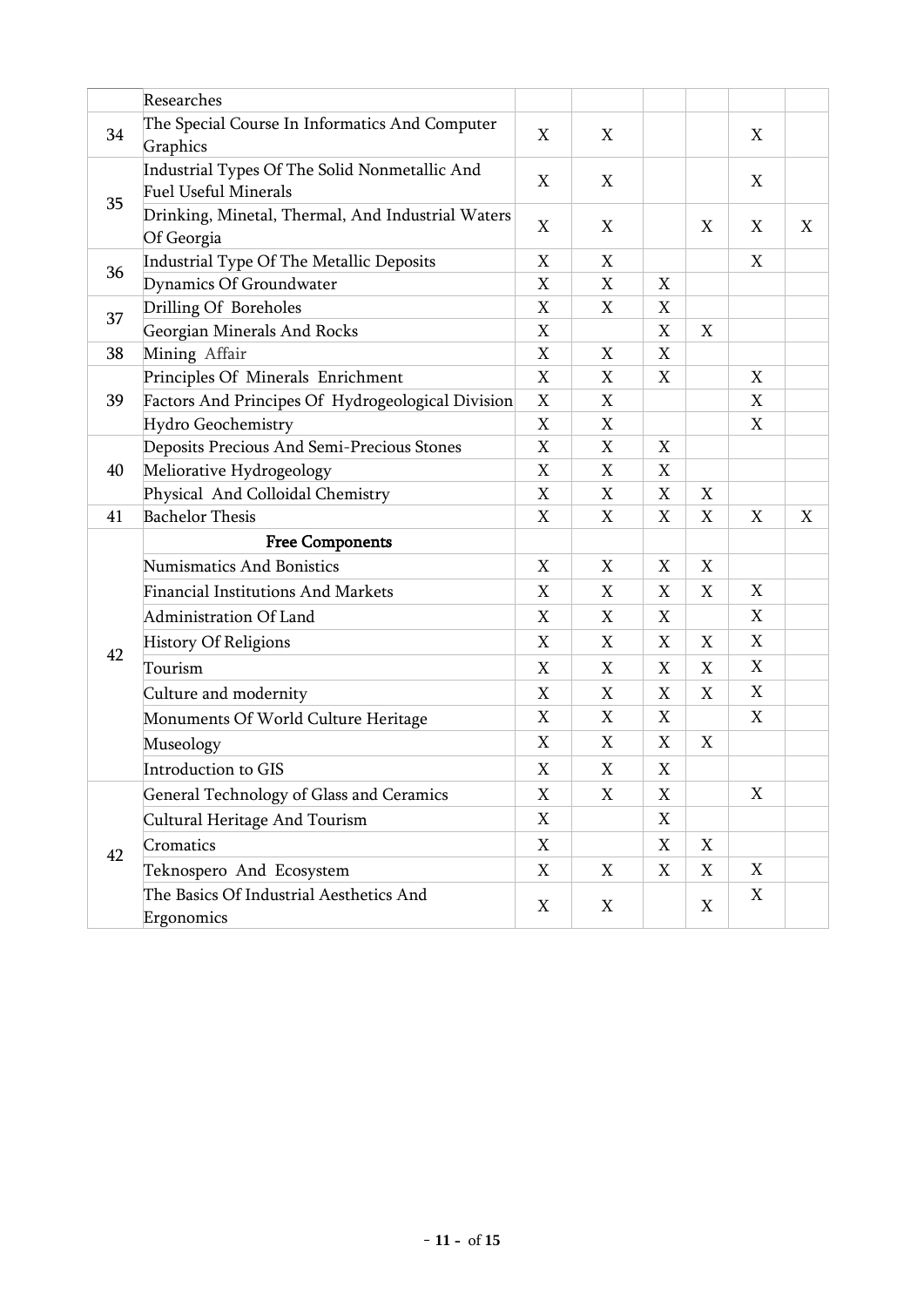| | | | | | | | |
|---|---|---|---|---|---|---|---|
| | Researches | | | | | | |
| 34 | The Special Course In Informatics And Computer Graphics | X | X | | | X | |
| 35 | Industrial Types Of The Solid Nonmetallic And Fuel Useful Minerals | X | X | | | X | |
| | Drinking, Minetal, Thermal, And Industrial Waters Of Georgia | X | X | | X | X | X |
| 36 | Industrial Type Of The Metallic Deposits | X | X | | | X | |
| | Dynamics Of Groundwater | X | X | X | | | |
| 37 | Drilling Of Boreholes | X | X | X | | | |
| | Georgian Minerals And Rocks | X | | X | X | | |
| 38 | Mining Affair | X | X | X | | | |
| 39 | Principles Of Minerals Enrichment | X | X | X | | X | |
| | Factors And Principes Of Hydrogeological Division | X | X | | | X | |
| | Hydro Geochemistry | X | X | | | X | |
| 40 | Deposits Precious And Semi-Precious Stones | X | X | X | | | |
| | Meliorative Hydrogeology | X | X | X | | | |
| | Physical And Colloidal Chemistry | X | X | X | X | | |
| 41 | Bachelor Thesis | X | X | X | X | X | X |
| 42 | **Free Components** | | | | | | |
| | Numismatics And Bonistics | X | X | X | X | | |
| | Financial Institutions And Markets | X | X | X | X | X | |
| | Administration Of Land | X | X | X | | X | |
| | History Of Religions | X | X | X | X | X | |
| | Tourism | X | X | X | X | X | |
| | Culture and modernity | X | X | X | X | X | |
| | Monuments Of World Culture Heritage | X | X | X | | X | |
| | Museology | X | X | X | X | | |
| | Introduction to GIS | X | X | X | | | |
| 42 | General Technology of Glass and Ceramics | X | X | X | | X | |
| | Cultural Heritage And Tourism | X | | X | | | |
| | Cromatics | X | | X | X | | |
| | Teknospero And Ecosystem | X | X | X | X | X | |
| | The Basics Of Industrial Aesthetics And Ergonomics | X | X | | X | X | |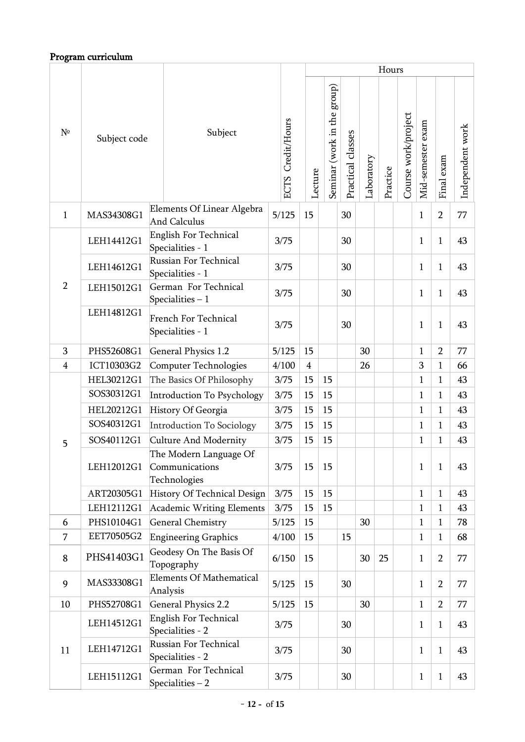**Program curriculum**

| № | Subject code | Subject | ECTS Credit/Hours | Hours | | | | | | | | |
|---|---|---|---|---|---|---|---|---|---|---|---|---|
| | | | | Lecture | Seminar (work in the group) | Practical classes | Laboratory | Practice | Course work/project | Mid-semester exam | Final exam | Independent work |
| 1 | MAS34308G1 | Elements Of Linear Algebra And Calculus | 5/125 | 15 | | 30 | | | | 1 | 2 | 77 |
| 2 | LEH14412G1 | English For Technical Specialities - 1 | 3/75 | | | 30 | | | | 1 | 1 | 43 |
| | LEH14612G1 | Russian For Technical Specialities - 1 | 3/75 | | | 30 | | | | 1 | 1 | 43 |
| | LEH15012G1 | German For Technical Specialities – 1 | 3/75 | | | 30 | | | | 1 | 1 | 43 |
| | LEH14812G1 | French For Technical Specialities - 1 | 3/75 | | | 30 | | | | 1 | 1 | 43 |
| 3 | PHS52608G1 | General Physics 1.2 | 5/125 | 15 | | | 30 | | | 1 | 2 | 77 |
| 4 | ICT10303G2 | Computer Technologies | 4/100 | 4 | | | 26 | | | 3 | 1 | 66 |
| 5 | HEL30212G1 | The Basics Of Philosophy | 3/75 | 15 | 15 | | | | | 1 | 1 | 43 |
| | SOS30312G1 | Introduction To Psychology | 3/75 | 15 | 15 | | | | | 1 | 1 | 43 |
| | HEL20212G1 | History Of Georgia | 3/75 | 15 | 15 | | | | | 1 | 1 | 43 |
| | SOS40312G1 | Introduction To Sociology | 3/75 | 15 | 15 | | | | | 1 | 1 | 43 |
| | SOS40112G1 | Culture And Modernity | 3/75 | 15 | 15 | | | | | 1 | 1 | 43 |
| | LEH12012G1 | The Modern Language Of Communications Technologies | 3/75 | 15 | 15 | | | | | 1 | 1 | 43 |
| | ART20305G1 | History Of Technical Design | 3/75 | 15 | 15 | | | | | 1 | 1 | 43 |
| | LEH12112G1 | Academic Writing Elements | 3/75 | 15 | 15 | | | | | 1 | 1 | 43 |
| 6 | PHS10104G1 | General Chemistry | 5/125 | 15 | | | 30 | | | 1 | 1 | 78 |
| 7 | EET70505G2 | Engineering Graphics | 4/100 | 15 | | 15 | | | | 1 | 1 | 68 |
| 8 | PHS41403G1 | Geodesy On The Basis Of Topography | 6/150 | 15 | | | 30 | 25 | | 1 | 2 | 77 |
| 9 | MAS33308G1 | Elements Of Mathematical Analysis | 5/125 | 15 | | 30 | | | | 1 | 2 | 77 |
| 10 | PHS52708G1 | General Physics 2.2 | 5/125 | 15 | | | 30 | | | 1 | 2 | 77 |
| 11 | LEH14512G1 | English For Technical Specialities - 2 | 3/75 | | | 30 | | | | 1 | 1 | 43 |
| | LEH14712G1 | Russian For Technical Specialities - 2 | 3/75 | | | 30 | | | | 1 | 1 | 43 |
| | LEH15112G1 | German For Technical Specialities – 2 | 3/75 | | | 30 | | | | 1 | 1 | 43 |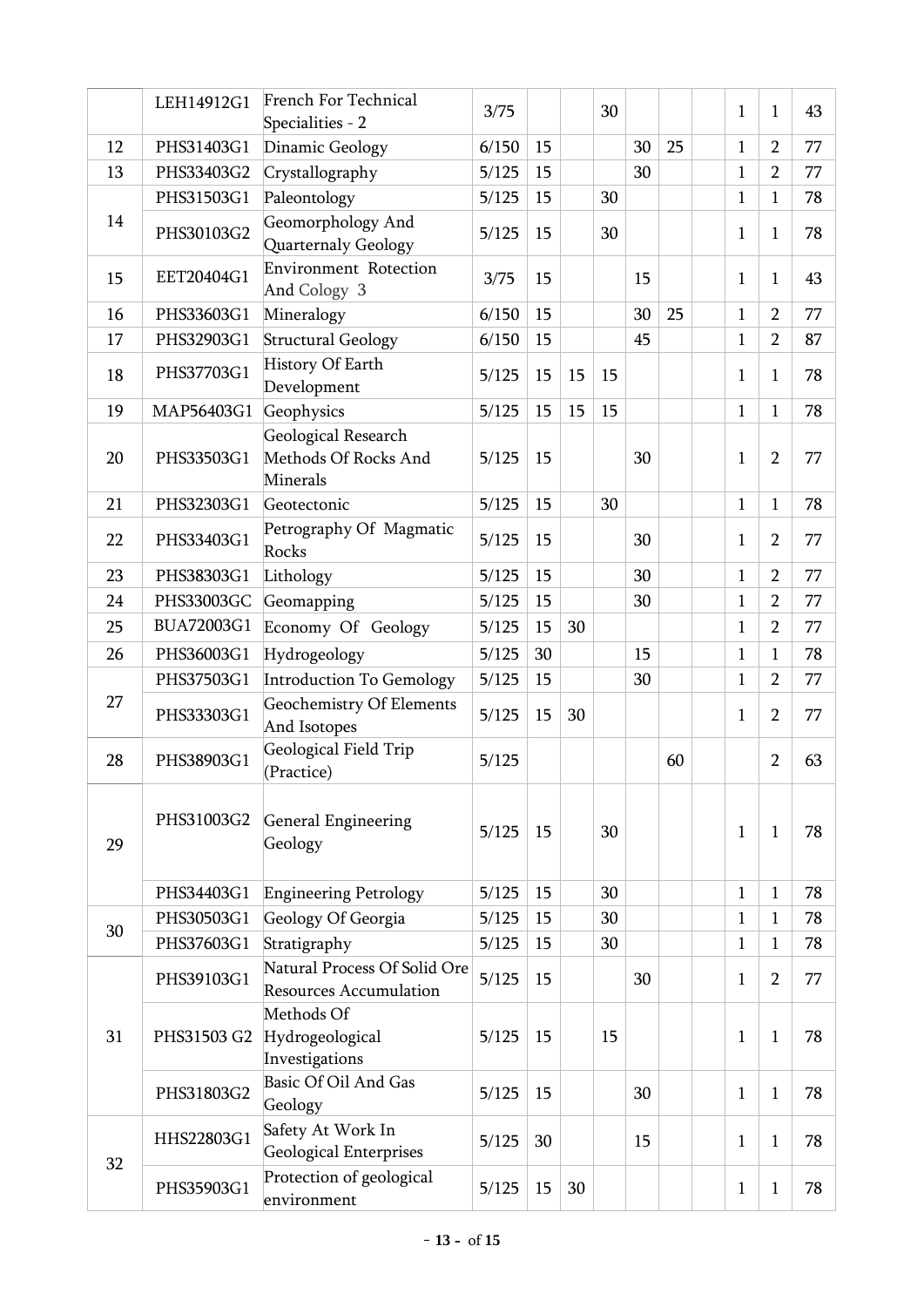| | | | | | | | | | | | | |
|---|---|---|---|---|---|---|---|---|---|---|---|---|
| | LEH14912G1 | French For Technical Specialities - 2 | 3/75 | | | 30 | | | | 1 | 1 | 43 |
| 12 | PHS31403G1 | Dinamic Geology | 6/150 | 15 | | | 30 | 25 | | 1 | 2 | 77 |
| 13 | PHS33403G2 | Crystallography | 5/125 | 15 | | | 30 | | | 1 | 2 | 77 |
| 14 | PHS31503G1 | Paleontology | 5/125 | 15 | | 30 | | | | 1 | 1 | 78 |
| | PHS30103G2 | Geomorphology And Quarternaly Geology | 5/125 | 15 | | 30 | | | | 1 | 1 | 78 |
| 15 | EET20404G1 | Environment Rotection And Cology 3 | 3/75 | 15 | | | 15 | | | 1 | 1 | 43 |
| 16 | PHS33603G1 | Mineralogy | 6/150 | 15 | | | 30 | 25 | | 1 | 2 | 77 |
| 17 | PHS32903G1 | Structural Geology | 6/150 | 15 | | | 45 | | | 1 | 2 | 87 |
| 18 | PHS37703G1 | History Of Earth Development | 5/125 | 15 | 15 | 15 | | | | 1 | 1 | 78 |
| 19 | MAP56403G1 | Geophysics | 5/125 | 15 | 15 | 15 | | | | 1 | 1 | 78 |
| 20 | PHS33503G1 | Geological Research Methods Of Rocks And Minerals | 5/125 | 15 | | | 30 | | | 1 | 2 | 77 |
| 21 | PHS32303G1 | Geotectonic | 5/125 | 15 | | 30 | | | | 1 | 1 | 78 |
| 22 | PHS33403G1 | Petrography Of Magmatic Rocks | 5/125 | 15 | | | 30 | | | 1 | 2 | 77 |
| 23 | PHS38303G1 | Lithology | 5/125 | 15 | | | 30 | | | 1 | 2 | 77 |
| 24 | PHS33003GC | Geomapping | 5/125 | 15 | | | 30 | | | 1 | 2 | 77 |
| 25 | BUA72003G1 | Economy Of Geology | 5/125 | 15 | 30 | | | | | 1 | 2 | 77 |
| 26 | PHS36003G1 | Hydrogeology | 5/125 | 30 | | | 15 | | | 1 | 1 | 78 |
| 27 | PHS37503G1 | Introduction To Gemology | 5/125 | 15 | | | 30 | | | 1 | 2 | 77 |
| | PHS33303G1 | Geochemistry Of Elements And Isotopes | 5/125 | 15 | 30 | | | | | 1 | 2 | 77 |
| 28 | PHS38903G1 | Geological Field Trip (Practice) | 5/125 | | | | | 60 | | | 2 | 63 |
| 29 | PHS31003G2 | General Engineering Geology | 5/125 | 15 | | 30 | | | | 1 | 1 | 78 |
| | PHS34403G1 | Engineering Petrology | 5/125 | 15 | | 30 | | | | 1 | 1 | 78 |
| 30 | PHS30503G1 | Geology Of Georgia | 5/125 | 15 | | 30 | | | | 1 | 1 | 78 |
| | PHS37603G1 | Stratigraphy | 5/125 | 15 | | 30 | | | | 1 | 1 | 78 |
| 31 | PHS39103G1 | Natural Process Of Solid Ore Resources Accumulation | 5/125 | 15 | | | 30 | | | 1 | 2 | 77 |
| | PHS31503 G2 | Methods Of Hydrogeological Investigations | 5/125 | 15 | | 15 | | | | 1 | 1 | 78 |
| | PHS31803G2 | Basic Of Oil And Gas Geology | 5/125 | 15 | | | 30 | | | 1 | 1 | 78 |
| 32 | HHS22803G1 | Safety At Work In Geological Enterprises | 5/125 | 30 | | | 15 | | | 1 | 1 | 78 |
| | PHS35903G1 | Protection of geological environment | 5/125 | 15 | 30 | | | | | 1 | 1 | 78 |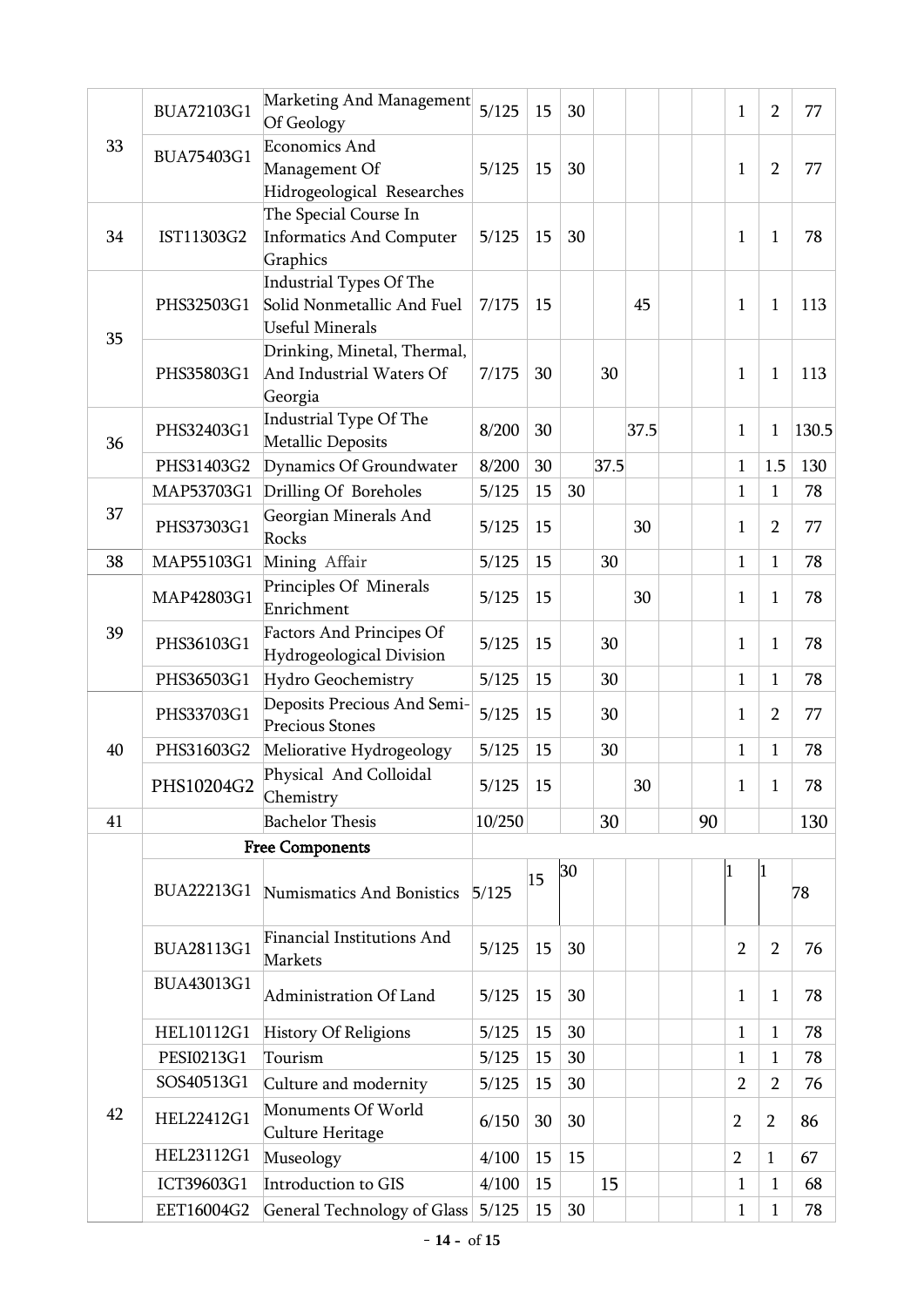| | | | | | | | | | | | | |
|---|---|---|---|---|---|---|---|---|---|---|---|---|
| 33 | BUA72103G1 | Marketing And Management Of Geology | 5/125 | 15 | 30 | | | | | 1 | 2 | 77 |
| | BUA75403G1 | Economics And Management Of Hidrogeological Researches | 5/125 | 15 | 30 | | | | | 1 | 2 | 77 |
| 34 | IST11303G2 | The Special Course In Informatics And Computer Graphics | 5/125 | 15 | 30 | | | | | 1 | 1 | 78 |
| 35 | PHS32503G1 | Industrial Types Of The Solid Nonmetallic And Fuel Useful Minerals | 7/175 | 15 | | | 45 | | | 1 | 1 | 113 |
| | PHS35803G1 | Drinking, Minetal, Thermal, And Industrial Waters Of Georgia | 7/175 | 30 | | 30 | | | | 1 | 1 | 113 |
| 36 | PHS32403G1 | Industrial Type Of The Metallic Deposits | 8/200 | 30 | | | 37.5 | | | 1 | 1 | 130.5 |
| | PHS31403G2 | Dynamics Of Groundwater | 8/200 | 30 | | 37.5 | | | | 1 | 1.5 | 130 |
| 37 | MAP53703G1 | Drilling Of Boreholes | 5/125 | 15 | 30 | | | | | 1 | 1 | 78 |
| | PHS37303G1 | Georgian Minerals And Rocks | 5/125 | 15 | | | 30 | | | 1 | 2 | 77 |
| 38 | MAP55103G1 | Mining Affair | 5/125 | 15 | | 30 | | | | 1 | 1 | 78 |
| 39 | MAP42803G1 | Principles Of Minerals Enrichment | 5/125 | 15 | | | 30 | | | 1 | 1 | 78 |
| | PHS36103G1 | Factors And Principles Of Hydrogeological Division | 5/125 | 15 | | 30 | | | | 1 | 1 | 78 |
| | PHS36503G1 | Hydro Geochemistry | 5/125 | 15 | | 30 | | | | 1 | 1 | 78 |
| 40 | PHS33703G1 | Deposits Precious And Semi-Precious Stones | 5/125 | 15 | | 30 | | | | 1 | 2 | 77 |
| | PHS31603G2 | Meliorative Hydrogeology | 5/125 | 15 | | 30 | | | | 1 | 1 | 78 |
| | PHS10204G2 | Physical And Colloidal Chemistry | 5/125 | 15 | | | 30 | | | 1 | 1 | 78 |
| 41 | | Bachelor Thesis | 10/250 | | | 30 | | | 90 | | | 130 |
| | | **Free Components** | | | | | | | | | | |
| 42 | BUA22213G1 | Numismatics And Bonistics | 5/125 | 15 | 30 | | | | | 1 | 1 | 78 |
| | BUA28113G1 | Financial Institutions And Markets | 5/125 | 15 | 30 | | | | | 2 | 2 | 76 |
| | BUA43013G1 | Administration Of Land | 5/125 | 15 | 30 | | | | | 1 | 1 | 78 |
| | HEL10112G1 | History Of Religions | 5/125 | 15 | 30 | | | | | 1 | 1 | 78 |
| | PESI0213G1 | Tourism | 5/125 | 15 | 30 | | | | | 1 | 1 | 78 |
| | SOS40513G1 | Culture and modernity | 5/125 | 15 | 30 | | | | | 2 | 2 | 76 |
| | HEL22412G1 | Monuments Of World Culture Heritage | 6/150 | 30 | 30 | | | | | 2 | 2 | 86 |
| | HEL23112G1 | Museology | 4/100 | 15 | 15 | | | | | 2 | 1 | 67 |
| | ICT39603G1 | Introduction to GIS | 4/100 | 15 | | 15 | | | | 1 | 1 | 68 |
| | EET16004G2 | General Technology of Glass | 5/125 | 15 | 30 | | | | | 1 | 1 | 78 |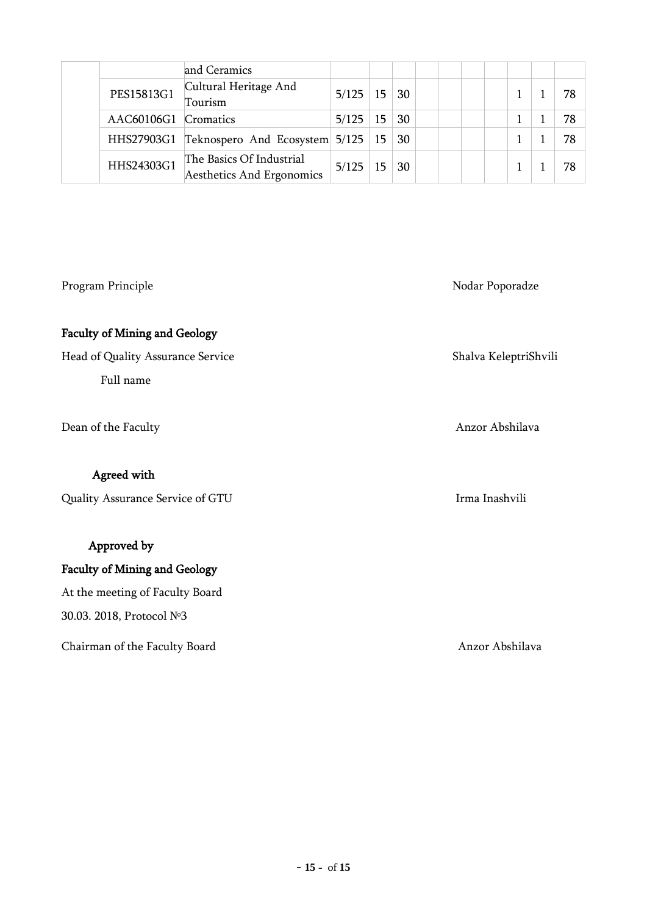| | | | | | | | | | | | | |
|---|---|---|---|---|---|---|---|---|---|---|---|---|
| | | and Ceramics | | | | | | | | | | |
| | PES15813G1 | Cultural Heritage And Tourism | 5/125 | 15 | 30 | | | | | 1 | 1 | 78 |
| | AAC60106G1 | Cromatics | 5/125 | 15 | 30 | | | | | 1 | 1 | 78 |
| | HHS27903G1 | Teknospero And Ecosystem | 5/125 | 15 | 30 | | | | | 1 | 1 | 78 |
| | HHS24303G1 | The Basics Of Industrial Aesthetics And Ergonomics | 5/125 | 15 | 30 | | | | | 1 | 1 | 78 |

Program Principle Nodar Poporadze

**Faculty of Mining and Geology**

Head of Quality Assurance Service Shalva KeleptriShvili

Full name

Dean of the Faculty Anzor Abshilava

**Agreed with**

Quality Assurance Service of GTU Irma Inashvili

**Approved by**

**Faculty of Mining and Geology**

At the meeting of Faculty Board

30.03. 2018, Protocol №3

Chairman of the Faculty Board Anzor Abshilava